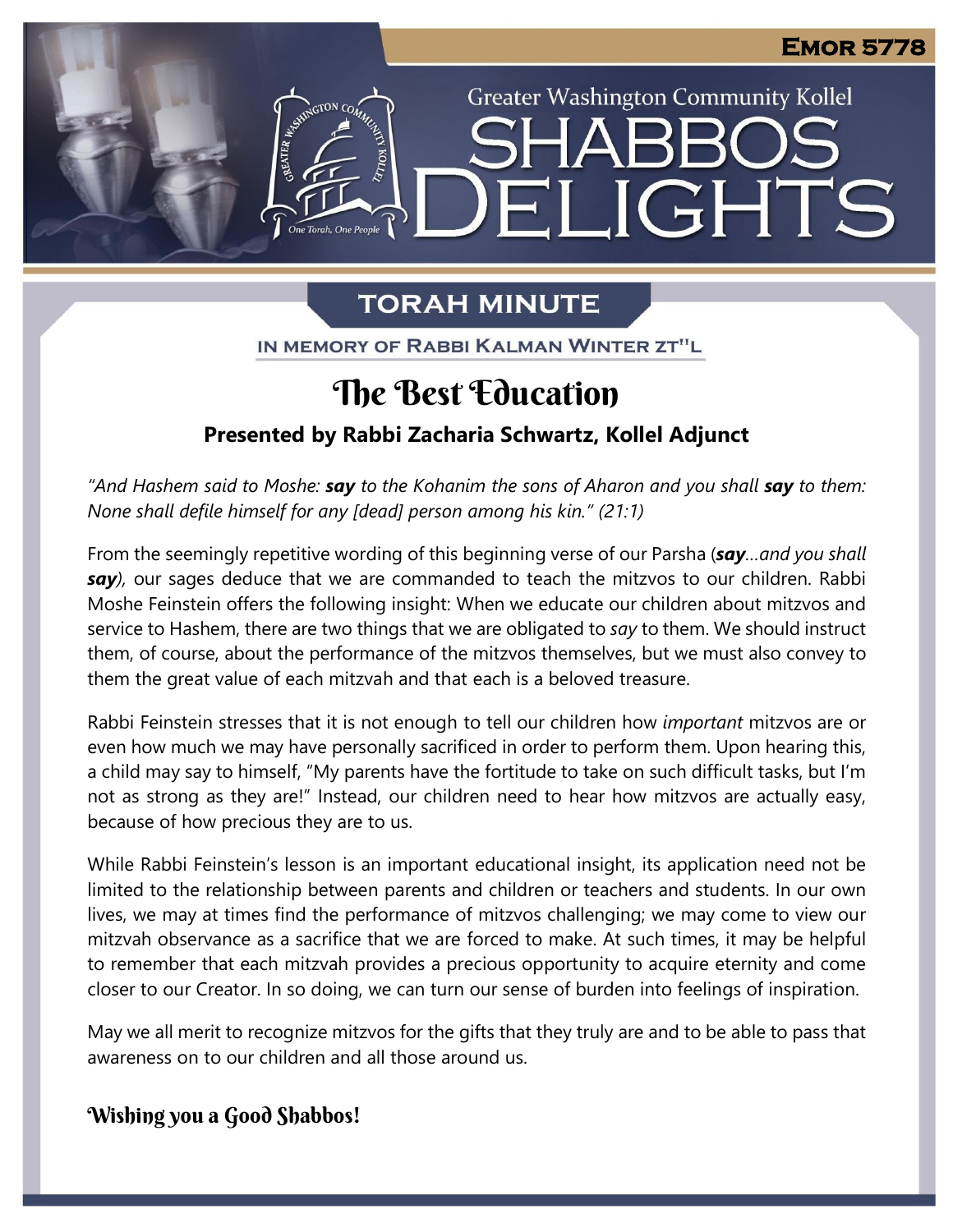Emor 5778

Greater Washington Community Kollel

# Shabbos Delights

## Torah Minute

In memory of Rabbi Kalman Winter zt"l

# The Best Education

**Presented by Rabbi Zacharia Schwartz, Kollel Adjunct**

*“And Hashem said to Moshe: **say** to the Kohanim the sons of Aharon and you shall **say** to them: None shall defile himself for any [dead] person among his kin.” (21:1)*

From the seemingly repetitive wording of this beginning verse of our Parsha (***say****…and you shall* ***say****)*, our sages deduce that we are commanded to teach the mitzvos to our children. Rabbi Moshe Feinstein offers the following insight: When we educate our children about mitzvos and service to Hashem, there are two things that we are obligated to *say* to them. We should instruct them, of course, about the performance of the mitzvos themselves, but we must also convey to them the great value of each mitzvah and that each is a beloved treasure.

Rabbi Feinstein stresses that it is not enough to tell our children how *important* mitzvos are or even how much we may have personally sacrificed in order to perform them. Upon hearing this, a child may say to himself, “My parents have the fortitude to take on such difficult tasks, but I’m not as strong as they are!” Instead, our children need to hear how mitzvos are actually easy, because of how precious they are to us.

While Rabbi Feinstein’s lesson is an important educational insight, its application need not be limited to the relationship between parents and children or teachers and students. In our own lives, we may at times find the performance of mitzvos challenging; we may come to view our mitzvah observance as a sacrifice that we are forced to make. At such times, it may be helpful to remember that each mitzvah provides a precious opportunity to acquire eternity and come closer to our Creator. In so doing, we can turn our sense of burden into feelings of inspiration.

May we all merit to recognize mitzvos for the gifts that they truly are and to be able to pass that awareness on to our children and all those around us.

**Wishing you a Good Shabbos!**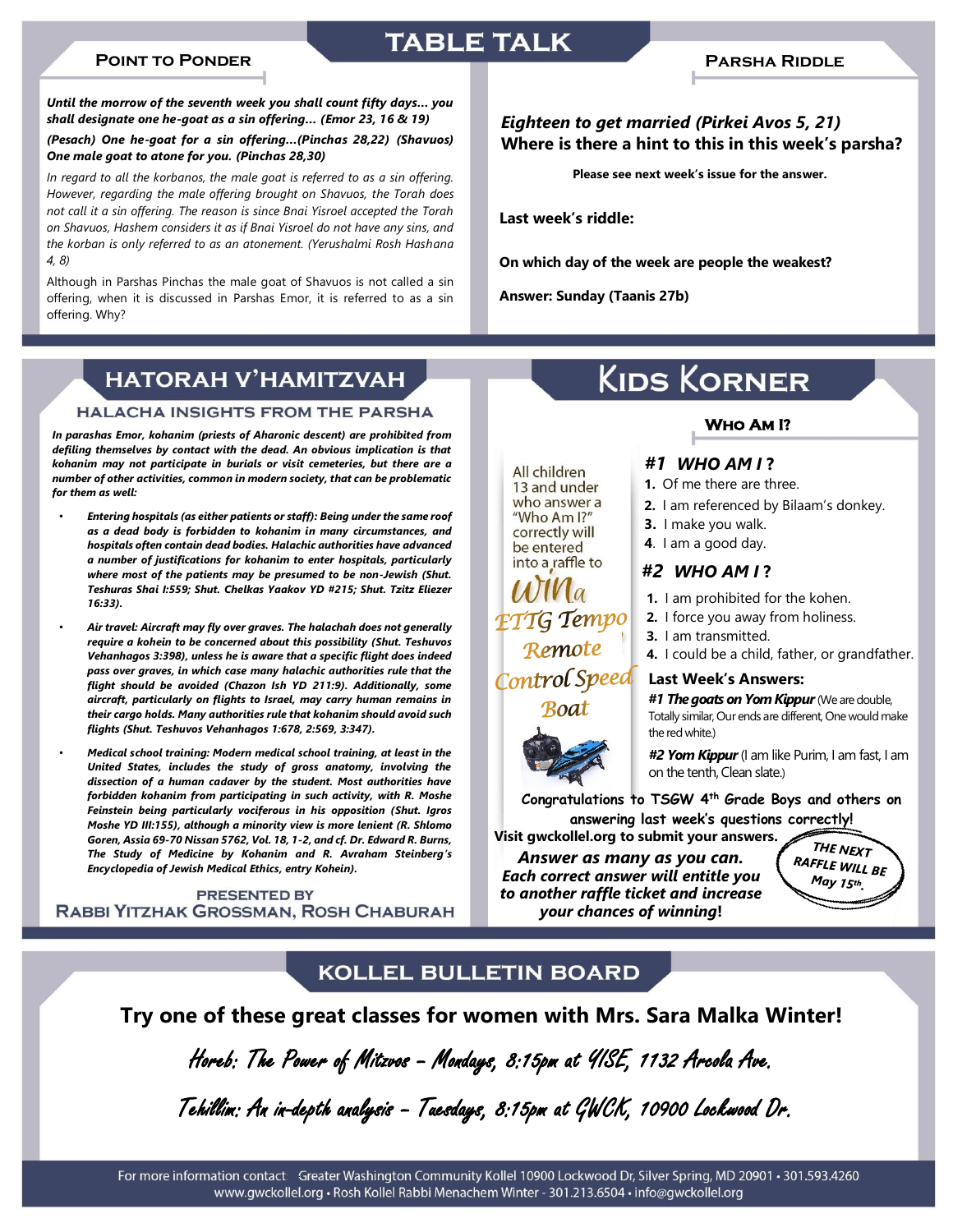# TABLE TALK

## Point to Ponder

***Until the morrow of the seventh week you shall count fifty days... you shall designate one he-goat as a sin offering... (Emor 23, 16 & 19)***

***(Pesach) One he-goat for a sin offering...(Pinchas 28,22) (Shavuos) One male goat to atone for you. (Pinchas 28,30)***

*In regard to all the korbanos, the male goat is referred to as a sin offering. However, regarding the male offering brought on Shavuos, the Torah does not call it a sin offering. The reason is since Bnai Yisroel accepted the Torah on Shavuos, Hashem considers it as if Bnai Yisroel do not have any sins, and the korban is only referred to as an atonement. (Yerushalmi Rosh Hashana 4, 8)*

Although in Parshas Pinchas the male goat of Shavuos is not called a sin offering, when it is discussed in Parshas Emor, it is referred to as a sin offering. Why?

## Parsha Riddle

***Eighteen to get married (Pirkei Avos 5, 21)***
**Where is there a hint to this in this week's parsha?**

**Please see next week's issue for the answer.**

**Last week's riddle:**

**On which day of the week are people the weakest?**

**Answer: Sunday (Taanis 27b)**

# HATORAH V'HAMITZVAH

## HALACHA INSIGHTS FROM THE PARSHA

***In parashas Emor, kohanim (priests of Aharonic descent) are prohibited from defiling themselves by contact with the dead. An obvious implication is that kohanim may not participate in burials or visit cemeteries, but there are a number of other activities, common in modern society, that can be problematic for them as well:***

- ***Entering hospitals (as either patients or staff): Being under the same roof as a dead body is forbidden to kohanim in many circumstances, and hospitals often contain dead bodies. Halachic authorities have advanced a number of justifications for kohanim to enter hospitals, particularly where most of the patients may be presumed to be non-Jewish (Shut. Teshuras Shai I:559; Shut. Chelkas Yaakov YD #215; Shut. Tzitz Eliezer 16:33).***
- ***Air travel: Aircraft may fly over graves. The halachah does not generally require a kohein to be concerned about this possibility (Shut. Teshuvos Vehanhagos 3:398), unless he is aware that a specific flight does indeed pass over graves, in which case many halachic authorities rule that the flight should be avoided (Chazon Ish YD 211:9). Additionally, some aircraft, particularly on flights to Israel, may carry human remains in their cargo holds. Many authorities rule that kohanim should avoid such flights (Shut. Teshuvos Vehanhagos 1:678, 2:569, 3:347).***
- ***Medical school training: Modern medical school training, at least in the United States, includes the study of gross anatomy, involving the dissection of a human cadaver by the student. Most authorities have forbidden kohanim from participating in such activity, with R. Moshe Feinstein being particularly vociferous in his opposition (Shut. Igros Moshe YD III:155), although a minority view is more lenient (R. Shlomo Goren, Assia 69-70 Nissan 5762, Vol. 18, 1-2, and cf. Dr. Edward R. Burns, The Study of Medicine by Kohanim and R. Avraham Steinberg's Encyclopedia of Jewish Medical Ethics, entry Kohein).***

PRESENTED BY
RABBI YITZHAK GROSSMAN, ROSH CHABURAH

# Kids Korner

## Who Am I?

All children 13 and under who answer a "Who Am I?" correctly will be entered into a raffle to

**WIN a ETTG Tempo Remote Control Speed Boat**

### #1 WHO AM I ?

1. Of me there are three.
2. I am referenced by Bilaam's donkey.
3. I make you walk.
4. I am a good day.

### #2 WHO AM I ?

1. I am prohibited for the kohen.
2. I force you away from holiness.
3. I am transmitted.
4. I could be a child, father, or grandfather.

### Last Week's Answers:

***#1 The goats on Yom Kippur*** (We are double, Totally similar, Our ends are different, One would make the red white.)

***#2 Yom Kippur*** (I am like Purim, I am fast, I am on the tenth, Clean slate.)

**Congratulations to TSGW 4th Grade Boys and others on answering last week's questions correctly!**

**Visit gwckollel.org to submit your answers.**

***Answer as many as you can. Each correct answer will entitle you to another raffle ticket and increase your chances of winning!***

THE NEXT RAFFLE WILL BE May 15th.

# KOLLEL BULLETIN BOARD

**Try one of these great classes for women with Mrs. Sara Malka Winter!**

*Horeb: The Power of Mitzvos – Mondays, 8:15pm at YISE, 1132 Arcola Ave.*

*Tehillim: An in-depth analysis – Tuesdays, 8:15pm at GWCK, 10900 Lockwood Dr.*

For more information contact: Greater Washington Community Kollel 10900 Lockwood Dr, Silver Spring, MD 20901 • 301.593.4260
www.gwckollel.org • Rosh Kollel Rabbi Menachem Winter - 301.213.6504 • info@gwckollel.org